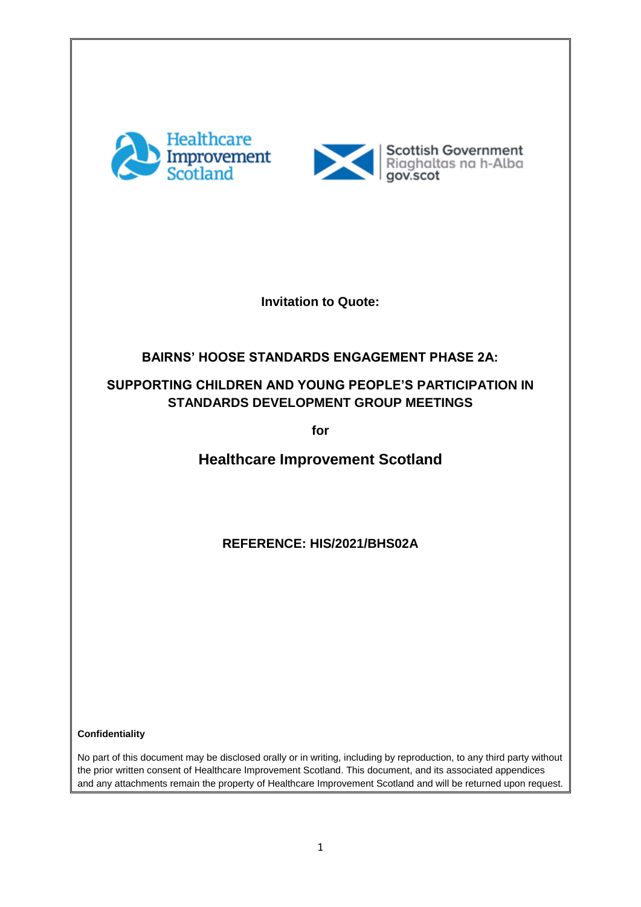**Invitation to Quote:**

# BAIRNS' HOOSE STANDARDS ENGAGEMENT PHASE 2A:

## SUPPORTING CHILDREN AND YOUNG PEOPLE'S PARTICIPATION IN STANDARDS DEVELOPMENT GROUP MEETINGS

**for**

## Healthcare Improvement Scotland

**REFERENCE: HIS/2021/BHS02A**

**Confidentiality**

No part of this document may be disclosed orally or in writing, including by reproduction, to any third party without the prior written consent of Healthcare Improvement Scotland. This document, and its associated appendices and any attachments remain the property of Healthcare Improvement Scotland and will be returned upon request.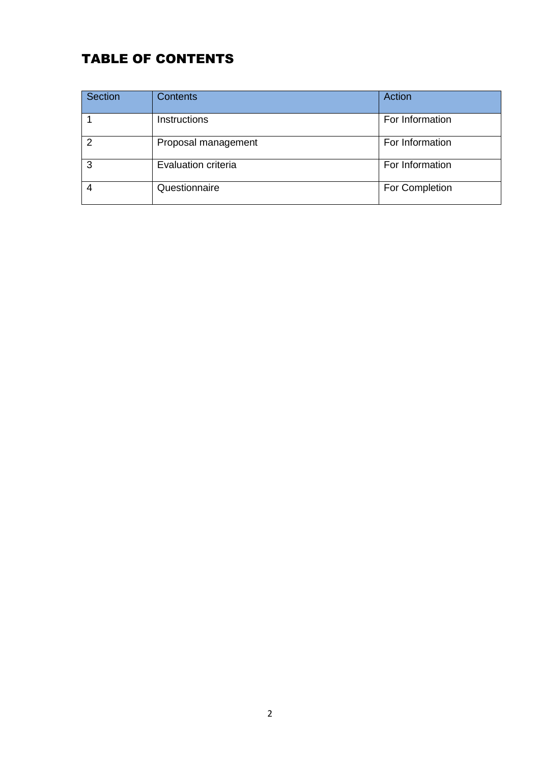# TABLE OF CONTENTS

| Section | Contents | Action |
|---|---|---|
| 1 | Instructions | For Information |
| 2 | Proposal management | For Information |
| 3 | Evaluation criteria | For Information |
| 4 | Questionnaire | For Completion |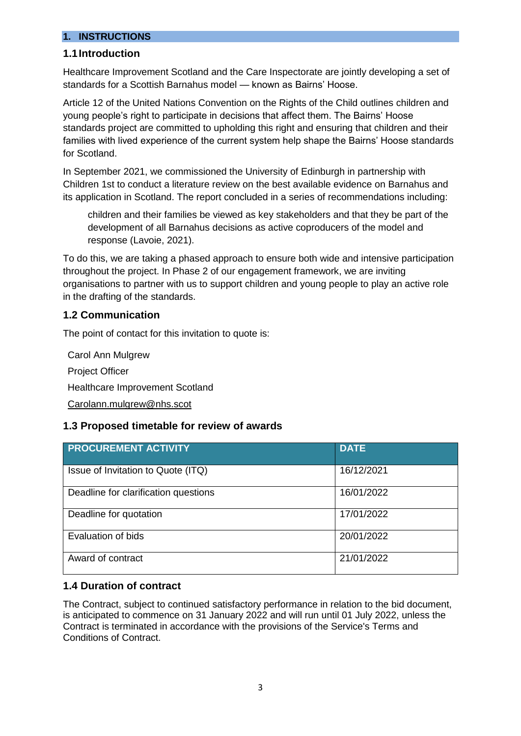## 1. INSTRUCTIONS

### 1.1 Introduction

Healthcare Improvement Scotland and the Care Inspectorate are jointly developing a set of standards for a Scottish Barnahus model — known as Bairns' Hoose.

Article 12 of the United Nations Convention on the Rights of the Child outlines children and young people's right to participate in decisions that affect them. The Bairns' Hoose standards project are committed to upholding this right and ensuring that children and their families with lived experience of the current system help shape the Bairns' Hoose standards for Scotland.

In September 2021, we commissioned the University of Edinburgh in partnership with Children 1st to conduct a literature review on the best available evidence on Barnahus and its application in Scotland. The report concluded in a series of recommendations including:

> children and their families be viewed as key stakeholders and that they be part of the development of all Barnahus decisions as active coproducers of the model and response (Lavoie, 2021).

To do this, we are taking a phased approach to ensure both wide and intensive participation throughout the project. In Phase 2 of our engagement framework, we are inviting organisations to partner with us to support children and young people to play an active role in the drafting of the standards.

### 1.2 Communication

The point of contact for this invitation to quote is:

Carol Ann Mulgrew
Project Officer
Healthcare Improvement Scotland
Carolann.mulgrew@nhs.scot

### 1.3 Proposed timetable for review of awards

| PROCUREMENT ACTIVITY | DATE |
|---|---|
| Issue of Invitation to Quote (ITQ) | 16/12/2021 |
| Deadline for clarification questions | 16/01/2022 |
| Deadline for quotation | 17/01/2022 |
| Evaluation of bids | 20/01/2022 |
| Award of contract | 21/01/2022 |

### 1.4 Duration of contract

The Contract, subject to continued satisfactory performance in relation to the bid document, is anticipated to commence on 31 January 2022 and will run until 01 July 2022, unless the Contract is terminated in accordance with the provisions of the Service's Terms and Conditions of Contract.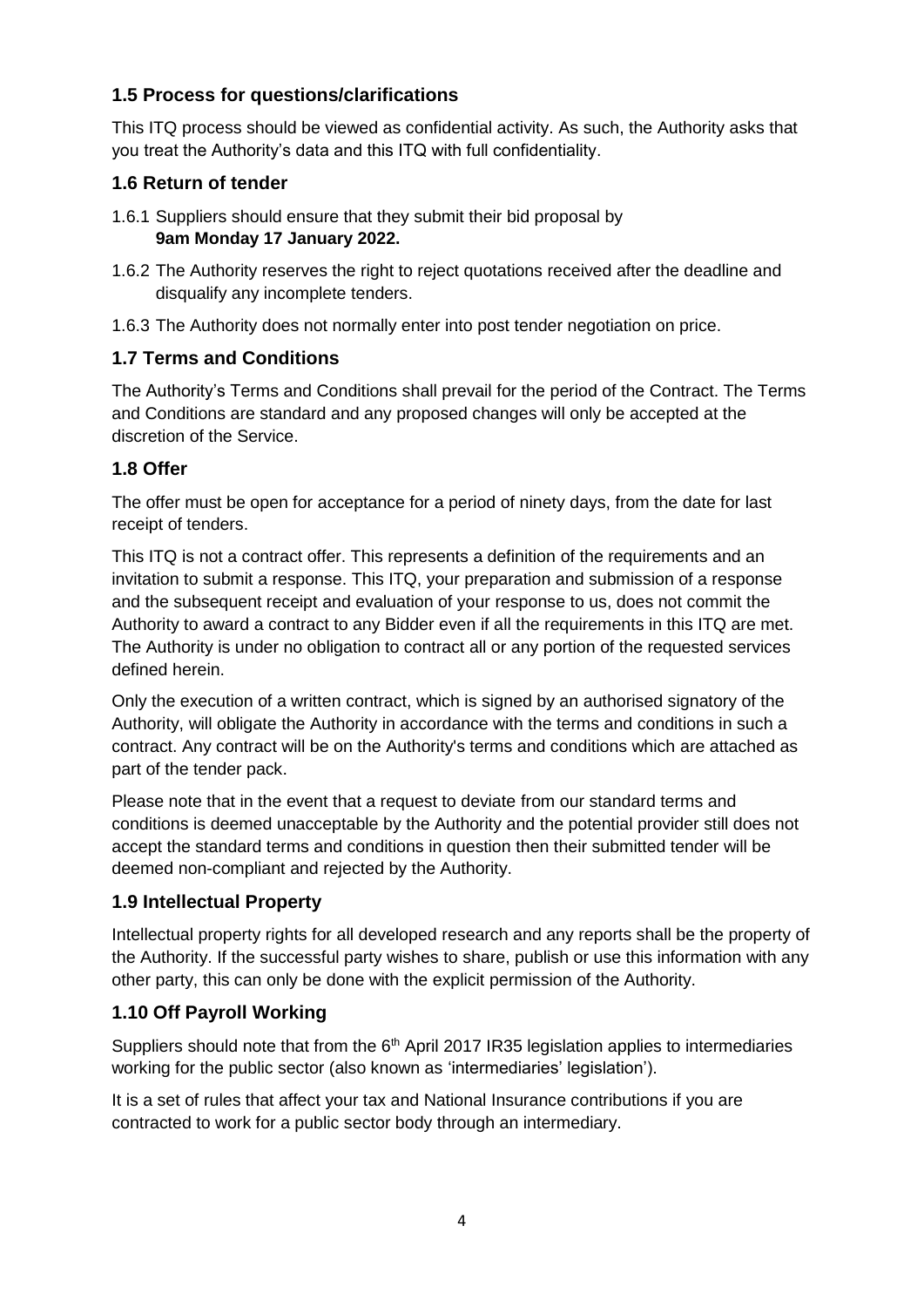## 1.5 Process for questions/clarifications

This ITQ process should be viewed as confidential activity. As such, the Authority asks that you treat the Authority's data and this ITQ with full confidentiality.

## 1.6 Return of tender

1.6.1 Suppliers should ensure that they submit their bid proposal by **9am Monday 17 January 2022.**

1.6.2 The Authority reserves the right to reject quotations received after the deadline and disqualify any incomplete tenders.

1.6.3 The Authority does not normally enter into post tender negotiation on price.

## 1.7 Terms and Conditions

The Authority's Terms and Conditions shall prevail for the period of the Contract. The Terms and Conditions are standard and any proposed changes will only be accepted at the discretion of the Service.

## 1.8 Offer

The offer must be open for acceptance for a period of ninety days, from the date for last receipt of tenders.

This ITQ is not a contract offer. This represents a definition of the requirements and an invitation to submit a response. This ITQ, your preparation and submission of a response and the subsequent receipt and evaluation of your response to us, does not commit the Authority to award a contract to any Bidder even if all the requirements in this ITQ are met. The Authority is under no obligation to contract all or any portion of the requested services defined herein.

Only the execution of a written contract, which is signed by an authorised signatory of the Authority, will obligate the Authority in accordance with the terms and conditions in such a contract. Any contract will be on the Authority's terms and conditions which are attached as part of the tender pack.

Please note that in the event that a request to deviate from our standard terms and conditions is deemed unacceptable by the Authority and the potential provider still does not accept the standard terms and conditions in question then their submitted tender will be deemed non-compliant and rejected by the Authority.

## 1.9 Intellectual Property

Intellectual property rights for all developed research and any reports shall be the property of the Authority. If the successful party wishes to share, publish or use this information with any other party, this can only be done with the explicit permission of the Authority.

## 1.10 Off Payroll Working

Suppliers should note that from the 6th April 2017 IR35 legislation applies to intermediaries working for the public sector (also known as 'intermediaries' legislation').

It is a set of rules that affect your tax and National Insurance contributions if you are contracted to work for a public sector body through an intermediary.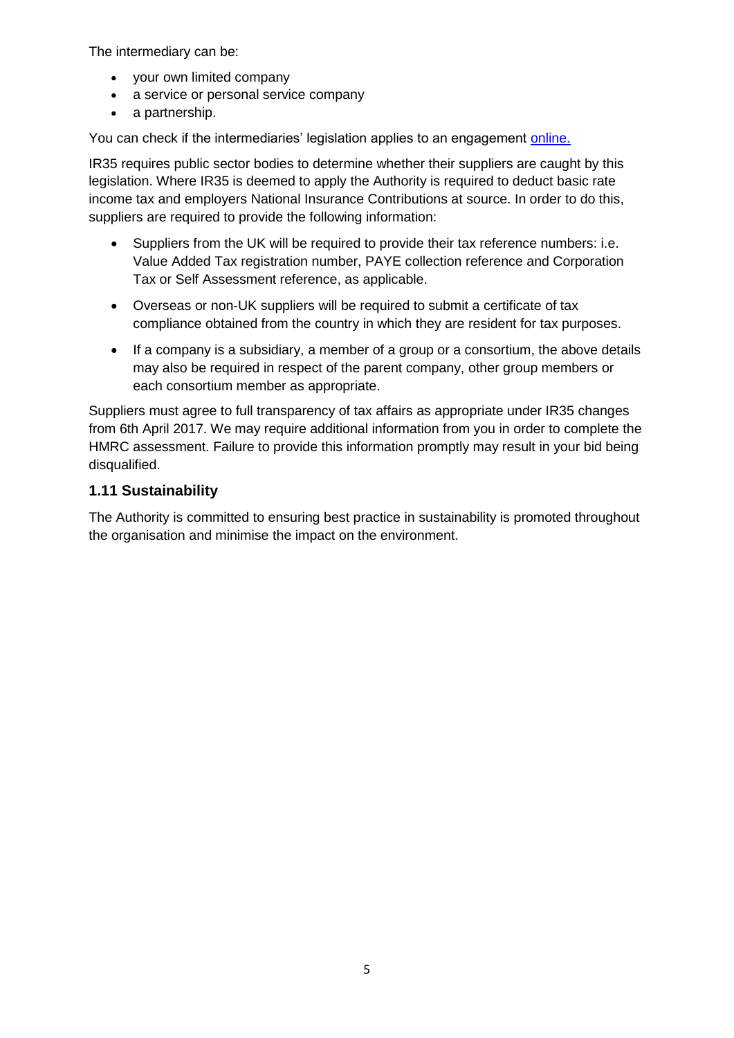The intermediary can be:

- your own limited company
- a service or personal service company
- a partnership.

You can check if the intermediaries' legislation applies to an engagement [online.]()

IR35 requires public sector bodies to determine whether their suppliers are caught by this legislation. Where IR35 is deemed to apply the Authority is required to deduct basic rate income tax and employers National Insurance Contributions at source. In order to do this, suppliers are required to provide the following information:

- Suppliers from the UK will be required to provide their tax reference numbers: i.e. Value Added Tax registration number, PAYE collection reference and Corporation Tax or Self Assessment reference, as applicable.
- Overseas or non-UK suppliers will be required to submit a certificate of tax compliance obtained from the country in which they are resident for tax purposes.
- If a company is a subsidiary, a member of a group or a consortium, the above details may also be required in respect of the parent company, other group members or each consortium member as appropriate.

Suppliers must agree to full transparency of tax affairs as appropriate under IR35 changes from 6th April 2017. We may require additional information from you in order to complete the HMRC assessment. Failure to provide this information promptly may result in your bid being disqualified.

### 1.11 Sustainability

The Authority is committed to ensuring best practice in sustainability is promoted throughout the organisation and minimise the impact on the environment.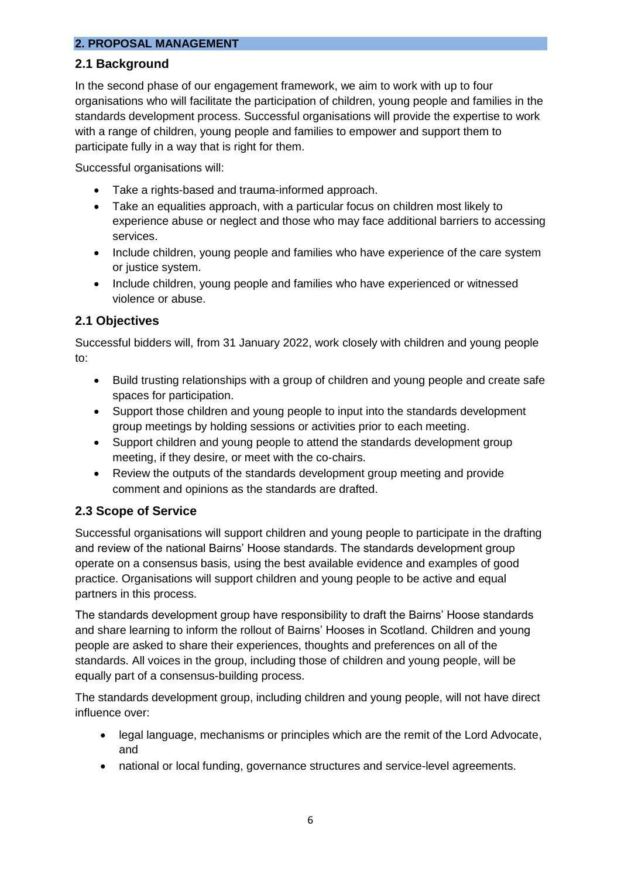## 2. PROPOSAL MANAGEMENT

### 2.1 Background

In the second phase of our engagement framework, we aim to work with up to four organisations who will facilitate the participation of children, young people and families in the standards development process. Successful organisations will provide the expertise to work with a range of children, young people and families to empower and support them to participate fully in a way that is right for them.

Successful organisations will:

- Take a rights-based and trauma-informed approach.
- Take an equalities approach, with a particular focus on children most likely to experience abuse or neglect and those who may face additional barriers to accessing services.
- Include children, young people and families who have experience of the care system or justice system.
- Include children, young people and families who have experienced or witnessed violence or abuse.

### 2.1 Objectives

Successful bidders will, from 31 January 2022, work closely with children and young people to:

- Build trusting relationships with a group of children and young people and create safe spaces for participation.
- Support those children and young people to input into the standards development group meetings by holding sessions or activities prior to each meeting.
- Support children and young people to attend the standards development group meeting, if they desire, or meet with the co-chairs.
- Review the outputs of the standards development group meeting and provide comment and opinions as the standards are drafted.

### 2.3 Scope of Service

Successful organisations will support children and young people to participate in the drafting and review of the national Bairns' Hoose standards. The standards development group operate on a consensus basis, using the best available evidence and examples of good practice. Organisations will support children and young people to be active and equal partners in this process.

The standards development group have responsibility to draft the Bairns' Hoose standards and share learning to inform the rollout of Bairns' Hooses in Scotland. Children and young people are asked to share their experiences, thoughts and preferences on all of the standards. All voices in the group, including those of children and young people, will be equally part of a consensus-building process.

The standards development group, including children and young people, will not have direct influence over:

- legal language, mechanisms or principles which are the remit of the Lord Advocate, and
- national or local funding, governance structures and service-level agreements.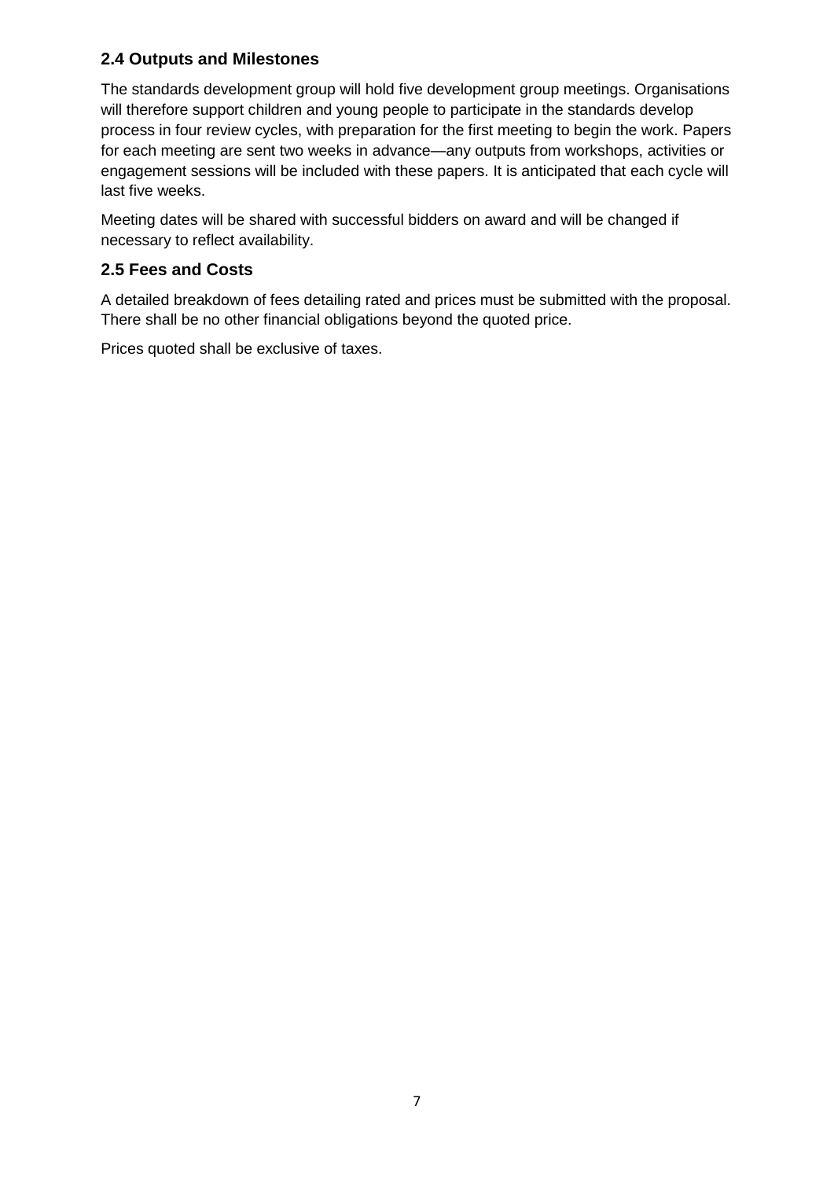### 2.4 Outputs and Milestones

The standards development group will hold five development group meetings. Organisations will therefore support children and young people to participate in the standards develop process in four review cycles, with preparation for the first meeting to begin the work. Papers for each meeting are sent two weeks in advance—any outputs from workshops, activities or engagement sessions will be included with these papers. It is anticipated that each cycle will last five weeks.

Meeting dates will be shared with successful bidders on award and will be changed if necessary to reflect availability.

### 2.5 Fees and Costs

A detailed breakdown of fees detailing rated and prices must be submitted with the proposal. There shall be no other financial obligations beyond the quoted price.

Prices quoted shall be exclusive of taxes.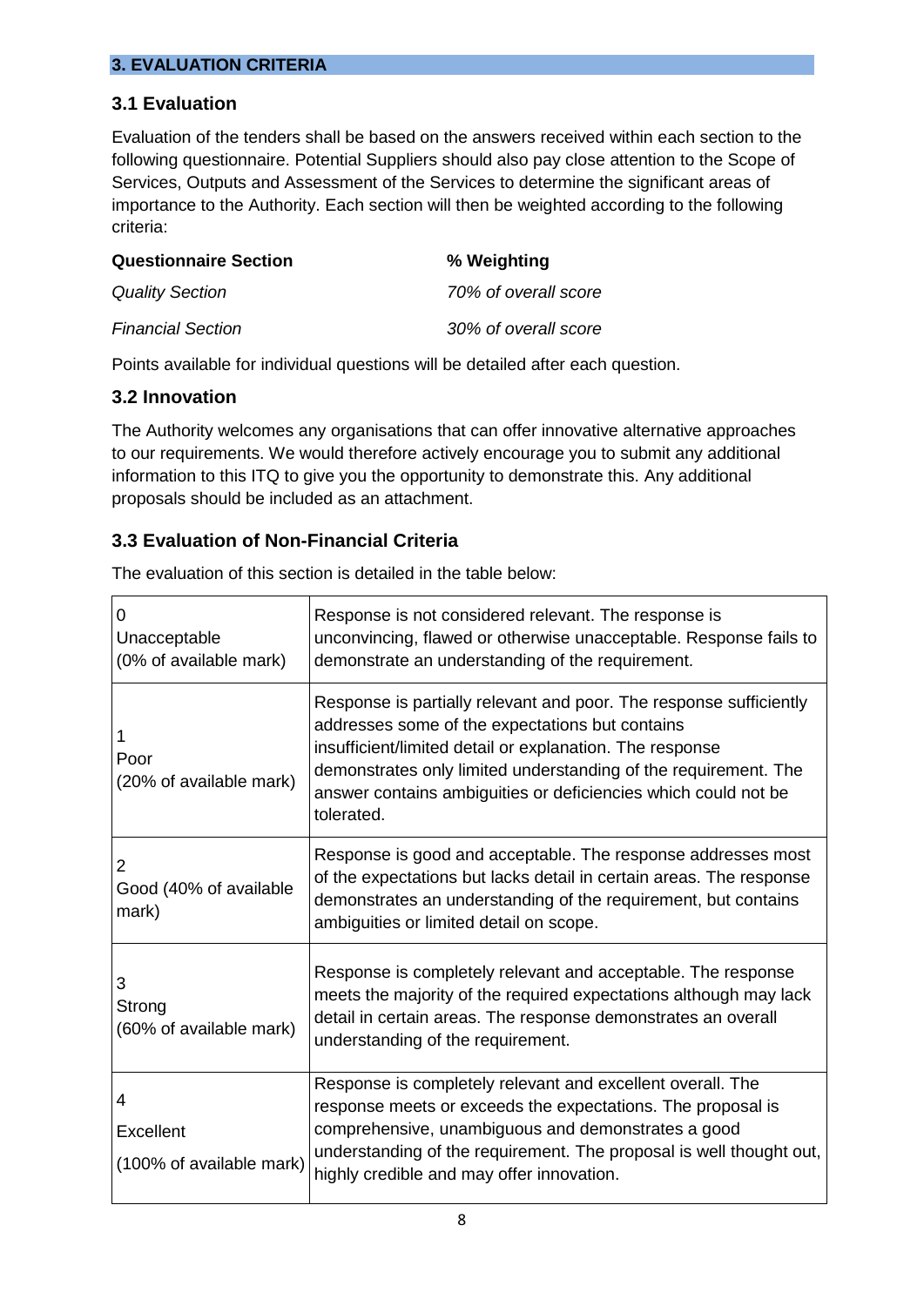## 3. EVALUATION CRITERIA

### 3.1 Evaluation

Evaluation of the tenders shall be based on the answers received within each section to the following questionnaire. Potential Suppliers should also pay close attention to the Scope of Services, Outputs and Assessment of the Services to determine the significant areas of importance to the Authority. Each section will then be weighted according to the following criteria:

| **Questionnaire Section** | **% Weighting** |
| --- | --- |
| *Quality Section* | *70% of overall score* |
| *Financial Section* | *30% of overall score* |

Points available for individual questions will be detailed after each question.

### 3.2 Innovation

The Authority welcomes any organisations that can offer innovative alternative approaches to our requirements. We would therefore actively encourage you to submit any additional information to this ITQ to give you the opportunity to demonstrate this. Any additional proposals should be included as an attachment.

### 3.3 Evaluation of Non-Financial Criteria

The evaluation of this section is detailed in the table below:

| Score | Description |
| --- | --- |
| 0 Unacceptable (0% of available mark) | Response is not considered relevant. The response is unconvincing, flawed or otherwise unacceptable. Response fails to demonstrate an understanding of the requirement. |
| 1 Poor (20% of available mark) | Response is partially relevant and poor. The response sufficiently addresses some of the expectations but contains insufficient/limited detail or explanation. The response demonstrates only limited understanding of the requirement. The answer contains ambiguities or deficiencies which could not be tolerated. |
| 2 Good (40% of available mark) | Response is good and acceptable. The response addresses most of the expectations but lacks detail in certain areas. The response demonstrates an understanding of the requirement, but contains ambiguities or limited detail on scope. |
| 3 Strong (60% of available mark) | Response is completely relevant and acceptable. The response meets the majority of the required expectations although may lack detail in certain areas. The response demonstrates an overall understanding of the requirement. |
| 4 Excellent (100% of available mark) | Response is completely relevant and excellent overall. The response meets or exceeds the expectations. The proposal is comprehensive, unambiguous and demonstrates a good understanding of the requirement. The proposal is well thought out, highly credible and may offer innovation. |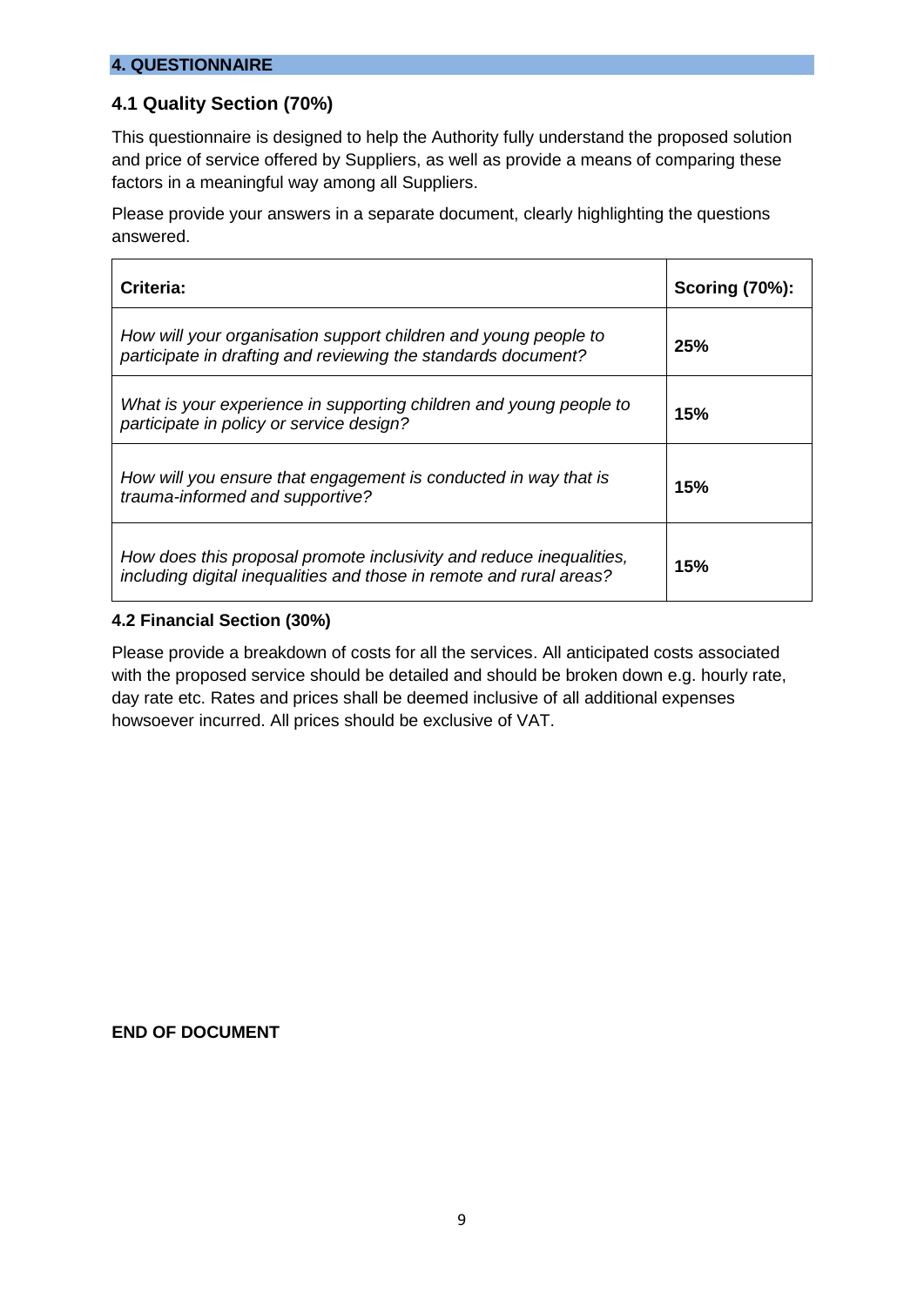## 4. QUESTIONNAIRE

### 4.1 Quality Section (70%)

This questionnaire is designed to help the Authority fully understand the proposed solution and price of service offered by Suppliers, as well as provide a means of comparing these factors in a meaningful way among all Suppliers.

Please provide your answers in a separate document, clearly highlighting the questions answered.

| Criteria: | Scoring (70%): |
|---|---|
| *How will your organisation support children and young people to participate in drafting and reviewing the standards document?* | **25%** |
| *What is your experience in supporting children and young people to participate in policy or service design?* | **15%** |
| *How will you ensure that engagement is conducted in way that is trauma-informed and supportive?* | **15%** |
| *How does this proposal promote inclusivity and reduce inequalities, including digital inequalities and those in remote and rural areas?* | **15%** |

### 4.2 Financial Section (30%)

Please provide a breakdown of costs for all the services. All anticipated costs associated with the proposed service should be detailed and should be broken down e.g. hourly rate, day rate etc. Rates and prices shall be deemed inclusive of all additional expenses howsoever incurred. All prices should be exclusive of VAT.

**END OF DOCUMENT**